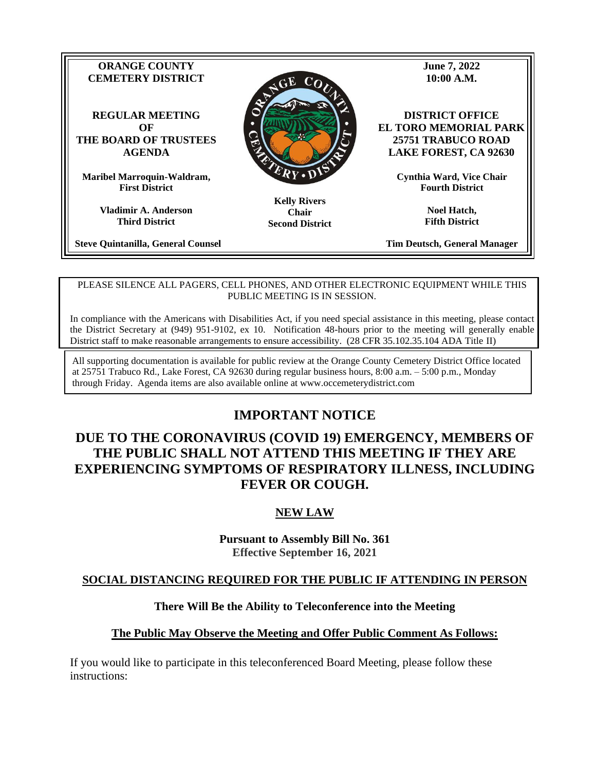**ORANGE COUNTY CEMETERY DISTRICT**

**REGULAR MEETING OF THE BOARD OF TRUSTEES AGENDA**

**June 7, 2022**
**10:00 A.M.**

**DISTRICT OFFICE**
**EL TORO MEMORIAL PARK**
**25751 TRABUCO ROAD**
**LAKE FOREST, CA 92630**

**Maribel Marroquin-Waldram,**
**First District**

**Kelly Rivers**
**Chair**
**Second District**

**Vladimir A. Anderson**
**Third District**

**Cynthia Ward, Vice Chair**
**Fourth District**

**Noel Hatch,**
**Fifth District**

**Steve Quintanilla, General Counsel**

**Tim Deutsch, General Manager**

---

PLEASE SILENCE ALL PAGERS, CELL PHONES, AND OTHER ELECTRONIC EQUIPMENT WHILE THIS PUBLIC MEETING IS IN SESSION.

In compliance with the Americans with Disabilities Act, if you need special assistance in this meeting, please contact the District Secretary at (949) 951-9102, ex 10. Notification 48-hours prior to the meeting will generally enable District staff to make reasonable arrangements to ensure accessibility. (28 CFR 35.102.35.104 ADA Title II)

All supporting documentation is available for public review at the Orange County Cemetery District Office located at 25751 Trabuco Rd., Lake Forest, CA 92630 during regular business hours, 8:00 a.m. – 5:00 p.m., Monday through Friday. Agenda items are also available online at www.occemeterydistrict.com

# IMPORTANT NOTICE

## DUE TO THE CORONAVIRUS (COVID 19) EMERGENCY, MEMBERS OF THE PUBLIC SHALL NOT ATTEND THIS MEETING IF THEY ARE EXPERIENCING SYMPTOMS OF RESPIRATORY ILLNESS, INCLUDING FEVER OR COUGH.

### NEW LAW

**Pursuant to Assembly Bill No. 361**
**Effective September 16, 2021**

**SOCIAL DISTANCING REQUIRED FOR THE PUBLIC IF ATTENDING IN PERSON**

**There Will Be the Ability to Teleconference into the Meeting**

**The Public May Observe the Meeting and Offer Public Comment As Follows:**

If you would like to participate in this teleconferenced Board Meeting, please follow these instructions: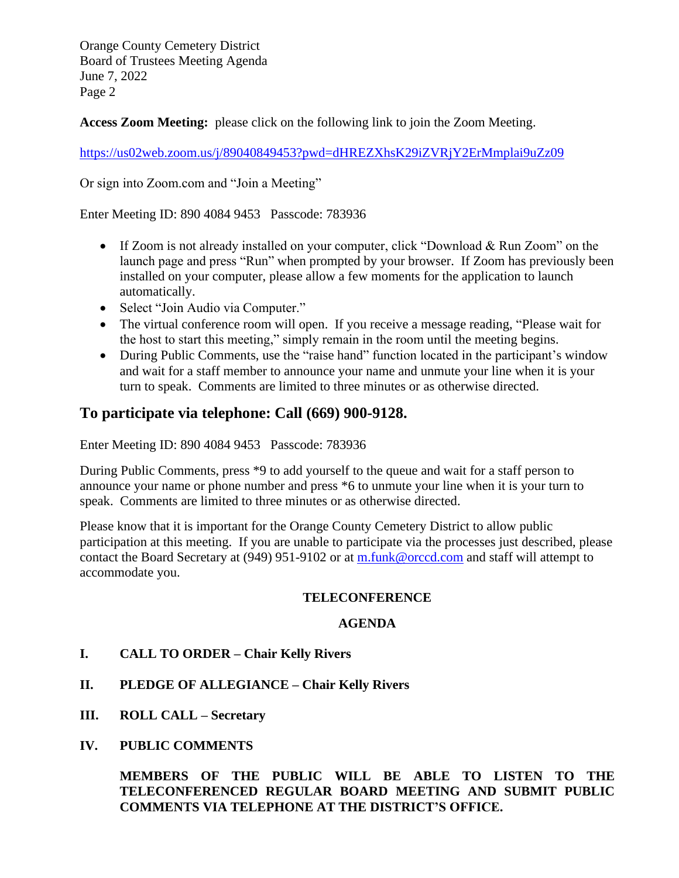**Access Zoom Meeting:** please click on the following link to join the Zoom Meeting.

https://us02web.zoom.us/j/89040849453?pwd=dHREZXhsK29iZVRjY2ErMmplai9uZz09

Or sign into Zoom.com and "Join a Meeting"

Enter Meeting ID: 890 4084 9453   Passcode: 783936

- If Zoom is not already installed on your computer, click "Download & Run Zoom" on the launch page and press "Run" when prompted by your browser. If Zoom has previously been installed on your computer, please allow a few moments for the application to launch automatically.
- Select "Join Audio via Computer."
- The virtual conference room will open. If you receive a message reading, "Please wait for the host to start this meeting," simply remain in the room until the meeting begins.
- During Public Comments, use the "raise hand" function located in the participant's window and wait for a staff member to announce your name and unmute your line when it is your turn to speak. Comments are limited to three minutes or as otherwise directed.

## To participate via telephone: Call (669) 900-9128.

Enter Meeting ID: 890 4084 9453   Passcode: 783936

During Public Comments, press *9 to add yourself to the queue and wait for a staff person to announce your name or phone number and press *6 to unmute your line when it is your turn to speak. Comments are limited to three minutes or as otherwise directed.

Please know that it is important for the Orange County Cemetery District to allow public participation at this meeting. If you are unable to participate via the processes just described, please contact the Board Secretary at (949) 951-9102 or at m.funk@orccd.com and staff will attempt to accommodate you.

**TELECONFERENCE**

**AGENDA**

**I. CALL TO ORDER – Chair Kelly Rivers**

**II. PLEDGE OF ALLEGIANCE – Chair Kelly Rivers**

**III. ROLL CALL – Secretary**

**IV. PUBLIC COMMENTS**

**MEMBERS OF THE PUBLIC WILL BE ABLE TO LISTEN TO THE TELECONFERENCED REGULAR BOARD MEETING AND SUBMIT PUBLIC COMMENTS VIA TELEPHONE AT THE DISTRICT'S OFFICE.**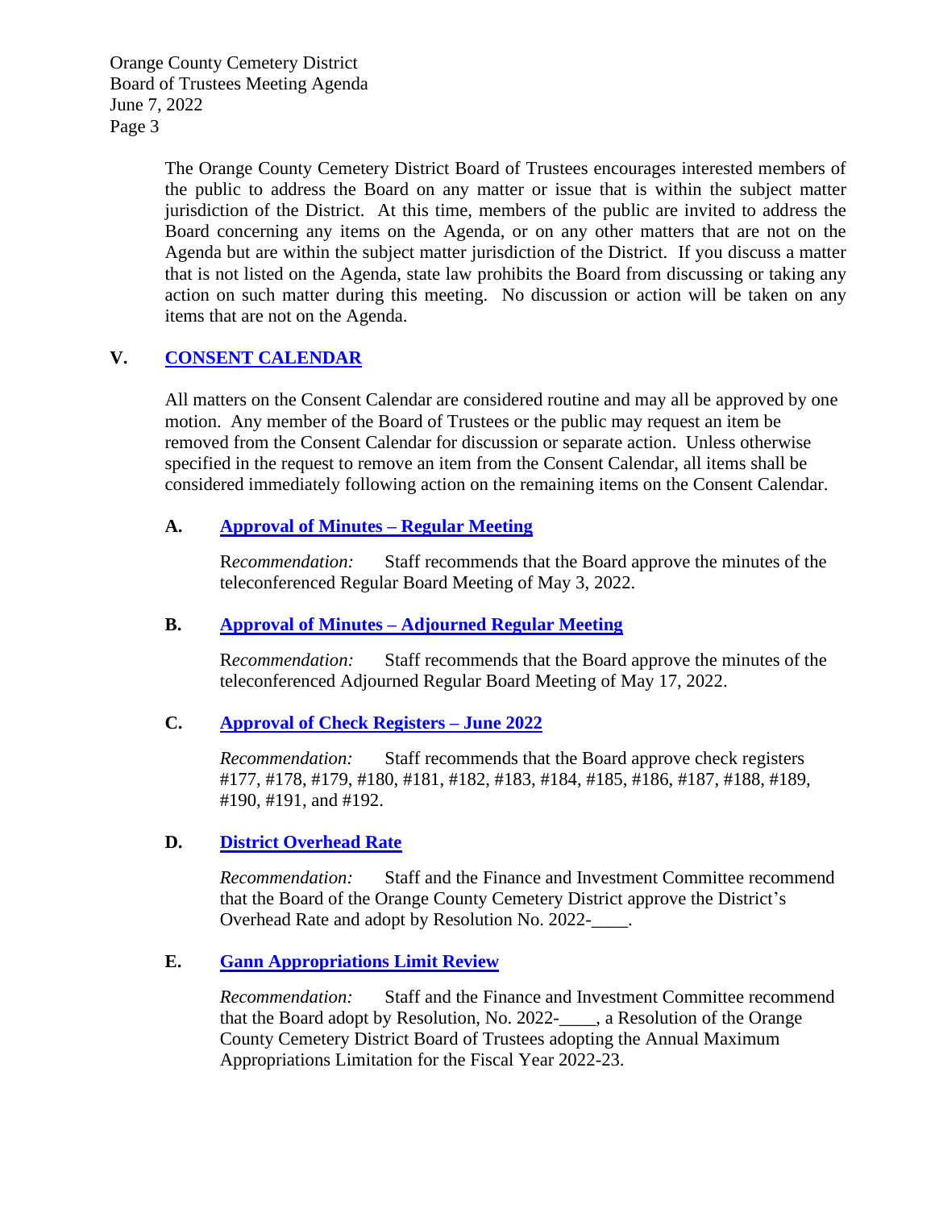The Orange County Cemetery District Board of Trustees encourages interested members of the public to address the Board on any matter or issue that is within the subject matter jurisdiction of the District. At this time, members of the public are invited to address the Board concerning any items on the Agenda, or on any other matters that are not on the Agenda but are within the subject matter jurisdiction of the District. If you discuss a matter that is not listed on the Agenda, state law prohibits the Board from discussing or taking any action on such matter during this meeting. No discussion or action will be taken on any items that are not on the Agenda.

## V. CONSENT CALENDAR

All matters on the Consent Calendar are considered routine and may all be approved by one motion. Any member of the Board of Trustees or the public may request an item be removed from the Consent Calendar for discussion or separate action. Unless otherwise specified in the request to remove an item from the Consent Calendar, all items shall be considered immediately following action on the remaining items on the Consent Calendar.

### A. Approval of Minutes – Regular Meeting

R*ecommendation:* Staff recommends that the Board approve the minutes of the teleconferenced Regular Board Meeting of May 3, 2022.

### B. Approval of Minutes – Adjourned Regular Meeting

R*ecommendation:* Staff recommends that the Board approve the minutes of the teleconferenced Adjourned Regular Board Meeting of May 17, 2022.

### C. Approval of Check Registers – June 2022

*Recommendation:* Staff recommends that the Board approve check registers #177, #178, #179, #180, #181, #182, #183, #184, #185, #186, #187, #188, #189, #190, #191, and #192.

### D. District Overhead Rate

*Recommendation:* Staff and the Finance and Investment Committee recommend that the Board of the Orange County Cemetery District approve the District's Overhead Rate and adopt by Resolution No. 2022-____.

### E. Gann Appropriations Limit Review

*Recommendation:* Staff and the Finance and Investment Committee recommend that the Board adopt by Resolution, No. 2022-____, a Resolution of the Orange County Cemetery District Board of Trustees adopting the Annual Maximum Appropriations Limitation for the Fiscal Year 2022-23.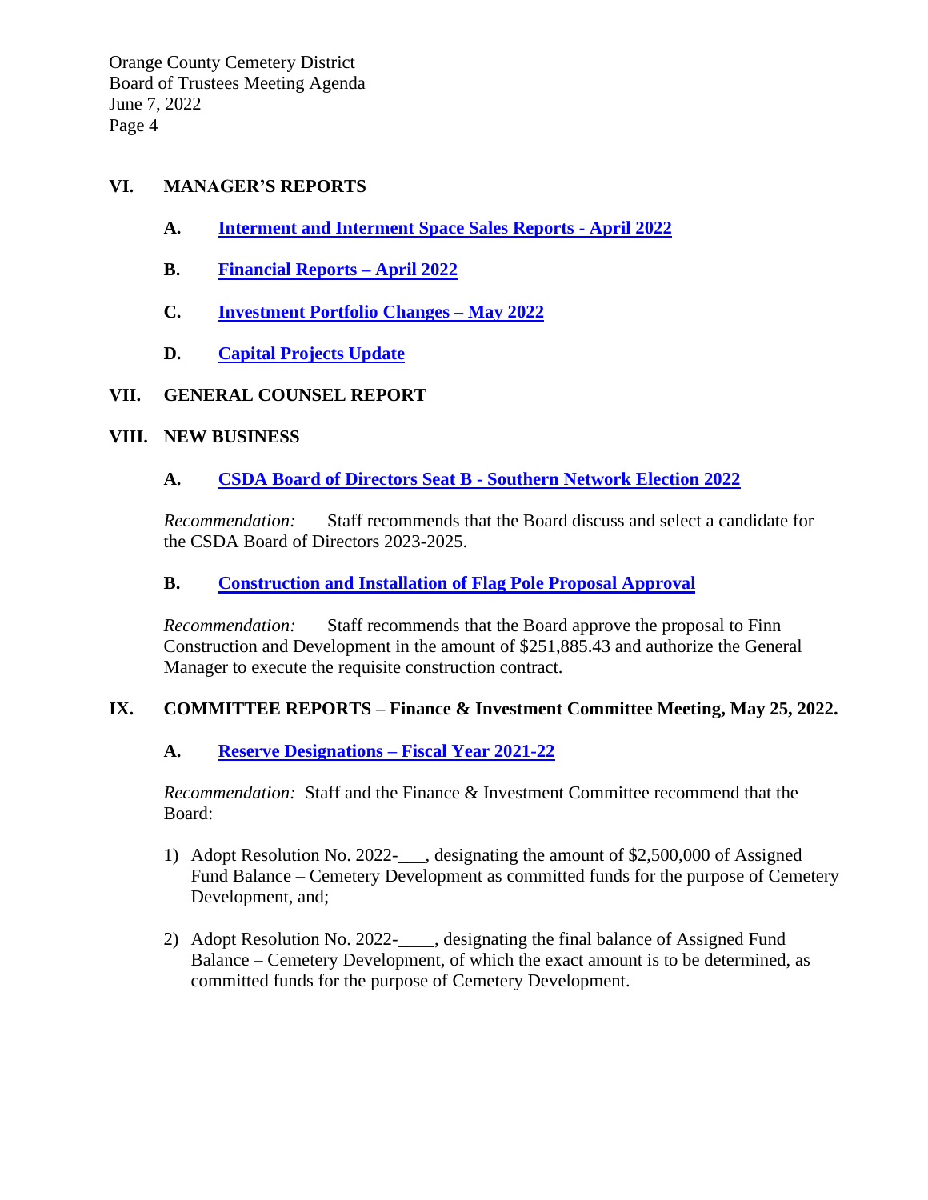## VI. MANAGER'S REPORTS

**A.** **Interment and Interment Space Sales Reports - April 2022**

**B.** **Financial Reports – April 2022**

**C.** **Investment Portfolio Changes – May 2022**

**D.** **Capital Projects Update**

## VII. GENERAL COUNSEL REPORT

## VIII. NEW BUSINESS

**A.** **CSDA Board of Directors Seat B - Southern Network Election 2022**

*Recommendation:* Staff recommends that the Board discuss and select a candidate for the CSDA Board of Directors 2023-2025.

**B.** **Construction and Installation of Flag Pole Proposal Approval**

*Recommendation:* Staff recommends that the Board approve the proposal to Finn Construction and Development in the amount of $251,885.43 and authorize the General Manager to execute the requisite construction contract.

## IX. COMMITTEE REPORTS – Finance & Investment Committee Meeting, May 25, 2022.

**A.** **Reserve Designations – Fiscal Year 2021-22**

*Recommendation:* Staff and the Finance & Investment Committee recommend that the Board:

1) Adopt Resolution No. 2022-___, designating the amount of $2,500,000 of Assigned Fund Balance – Cemetery Development as committed funds for the purpose of Cemetery Development, and;

2) Adopt Resolution No. 2022-____, designating the final balance of Assigned Fund Balance – Cemetery Development, of which the exact amount is to be determined, as committed funds for the purpose of Cemetery Development.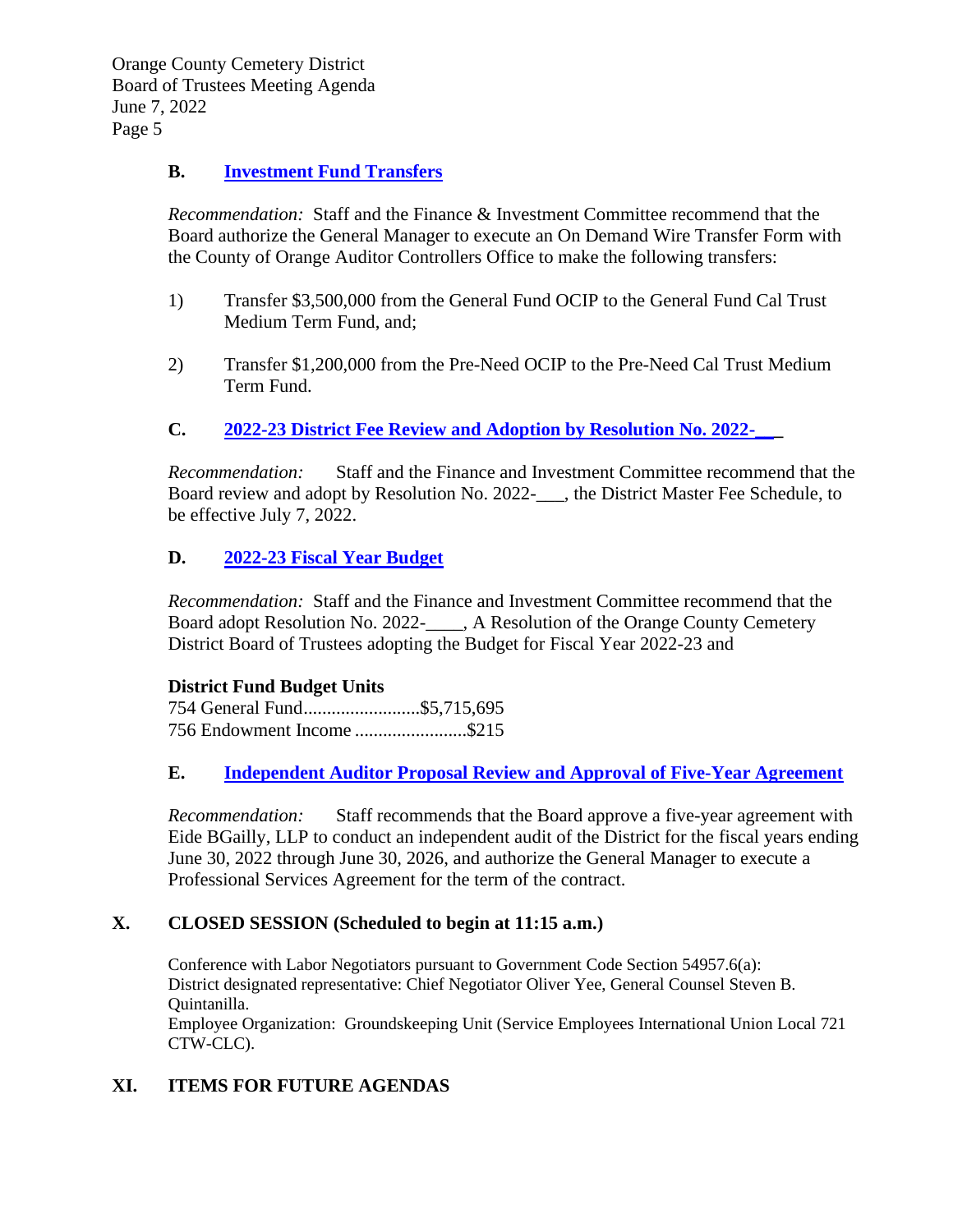**B.** **Investment Fund Transfers**

*Recommendation:* Staff and the Finance & Investment Committee recommend that the Board authorize the General Manager to execute an On Demand Wire Transfer Form with the County of Orange Auditor Controllers Office to make the following transfers:

1) Transfer $3,500,000 from the General Fund OCIP to the General Fund Cal Trust Medium Term Fund, and;

2) Transfer $1,200,000 from the Pre-Need OCIP to the Pre-Need Cal Trust Medium Term Fund.

**C.** **2022-23 District Fee Review and Adoption by Resolution No. 2022-__**

*Recommendation:* Staff and the Finance and Investment Committee recommend that the Board review and adopt by Resolution No. 2022-___, the District Master Fee Schedule, to be effective July 7, 2022.

**D.** **2022-23 Fiscal Year Budget**

*Recommendation:* Staff and the Finance and Investment Committee recommend that the Board adopt Resolution No. 2022-____, A Resolution of the Orange County Cemetery District Board of Trustees adopting the Budget for Fiscal Year 2022-23 and

**District Fund Budget Units**
754 General Fund.........................$5,715,695
756 Endowment Income ........................$215

**E.** **Independent Auditor Proposal Review and Approval of Five-Year Agreement**

*Recommendation:* Staff recommends that the Board approve a five-year agreement with Eide BGailly, LLP to conduct an independent audit of the District for the fiscal years ending June 30, 2022 through June 30, 2026, and authorize the General Manager to execute a Professional Services Agreement for the term of the contract.

## X. CLOSED SESSION (Scheduled to begin at 11:15 a.m.)

Conference with Labor Negotiators pursuant to Government Code Section 54957.6(a):
District designated representative: Chief Negotiator Oliver Yee, General Counsel Steven B. Quintanilla.
Employee Organization: Groundskeeping Unit (Service Employees International Union Local 721 CTW-CLC).

## XI. ITEMS FOR FUTURE AGENDAS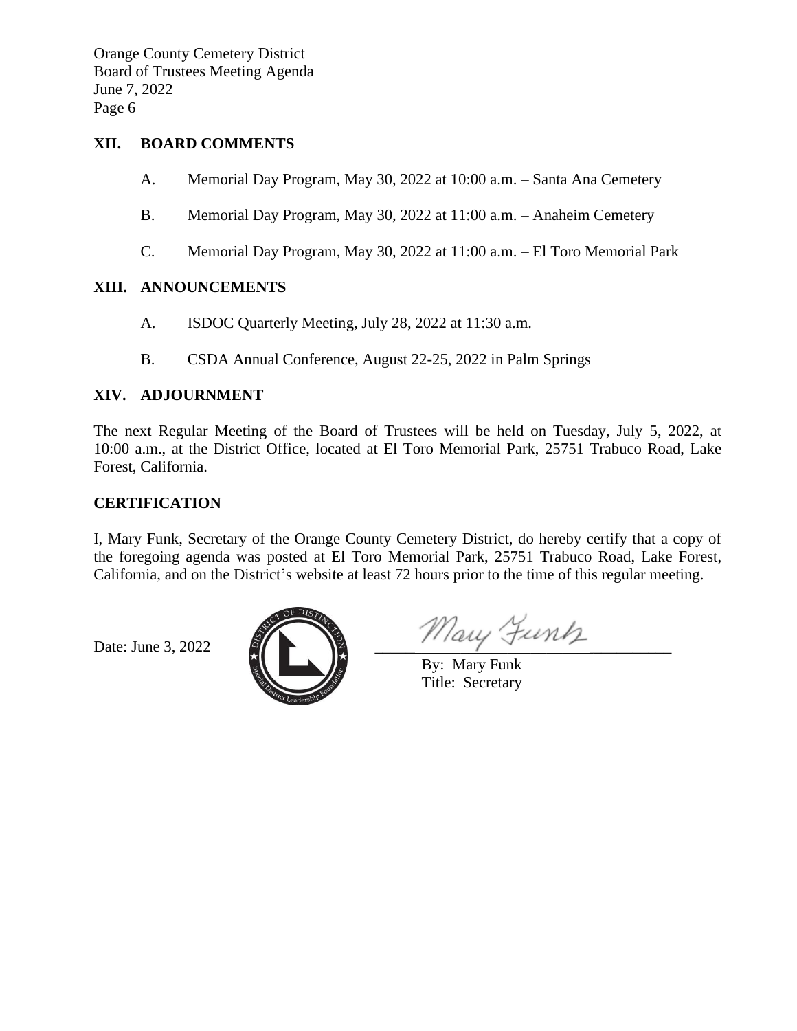## XII. BOARD COMMENTS

A. Memorial Day Program, May 30, 2022 at 10:00 a.m. – Santa Ana Cemetery

B. Memorial Day Program, May 30, 2022 at 11:00 a.m. – Anaheim Cemetery

C. Memorial Day Program, May 30, 2022 at 11:00 a.m. – El Toro Memorial Park

## XIII. ANNOUNCEMENTS

A. ISDOC Quarterly Meeting, July 28, 2022 at 11:30 a.m.

B. CSDA Annual Conference, August 22-25, 2022 in Palm Springs

## XIV. ADJOURNMENT

The next Regular Meeting of the Board of Trustees will be held on Tuesday, July 5, 2022, at 10:00 a.m., at the District Office, located at El Toro Memorial Park, 25751 Trabuco Road, Lake Forest, California.

## CERTIFICATION

I, Mary Funk, Secretary of the Orange County Cemetery District, do hereby certify that a copy of the foregoing agenda was posted at El Toro Memorial Park, 25751 Trabuco Road, Lake Forest, California, and on the District's website at least 72 hours prior to the time of this regular meeting.

Date: June 3, 2022

District of Distinction – Special District Leadership Foundation

Mary Funk

By: Mary Funk
Title: Secretary